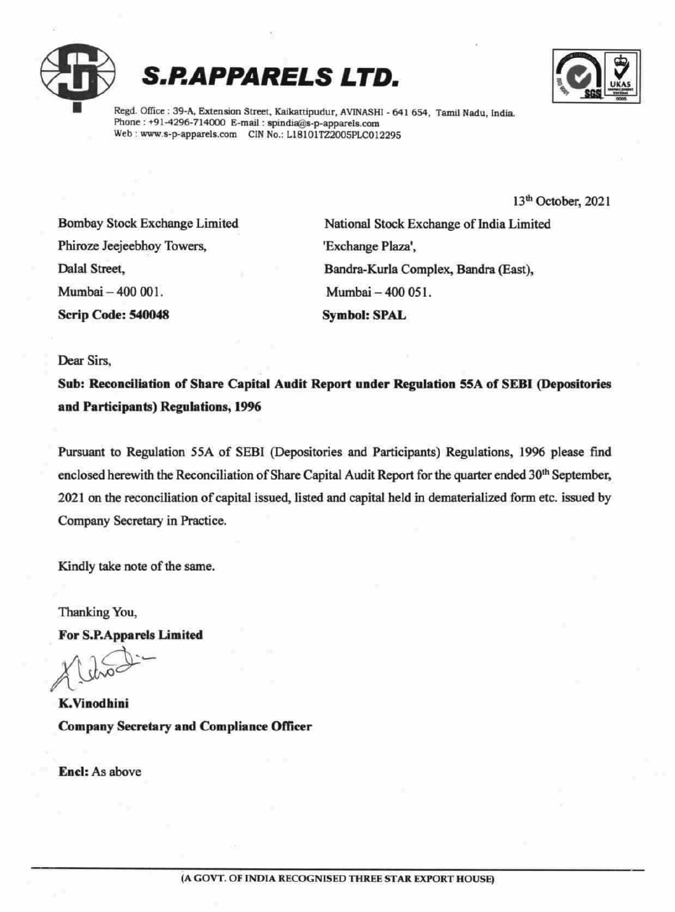# S.P.APPARELS LTD.

Regd. Office : 39-A, Extension Street, Kaikattipudur, AVINASHI - 641 654, Tamil Nadu, India.
Phone : +91-4296-714000 E-mail : spindia@s-p-apparels.com
Web : www.s-p-apparels.com CIN No.: L18101TZ2005PLC012295

13th October, 2021

Bombay Stock Exchange Limited
Phiroze Jeejeebhoy Towers,
Dalal Street,
Mumbai – 400 001.
**Scrip Code: 540048**

National Stock Exchange of India Limited
'Exchange Plaza',
Bandra-Kurla Complex, Bandra (East),
Mumbai – 400 051.
**Symbol: SPAL**

Dear Sirs,

**Sub: Reconciliation of Share Capital Audit Report under Regulation 55A of SEBI (Depositories and Participants) Regulations, 1996**

Pursuant to Regulation 55A of SEBI (Depositories and Participants) Regulations, 1996 please find enclosed herewith the Reconciliation of Share Capital Audit Report for the quarter ended 30th September, 2021 on the reconciliation of capital issued, listed and capital held in dematerialized form etc. issued by Company Secretary in Practice.

Kindly take note of the same.

Thanking You,

**For S.P.Apparels Limited**

**K.Vinodhini**
**Company Secretary and Compliance Officer**

**Encl:** As above

(A GOVT. OF INDIA RECOGNISED THREE STAR EXPORT HOUSE)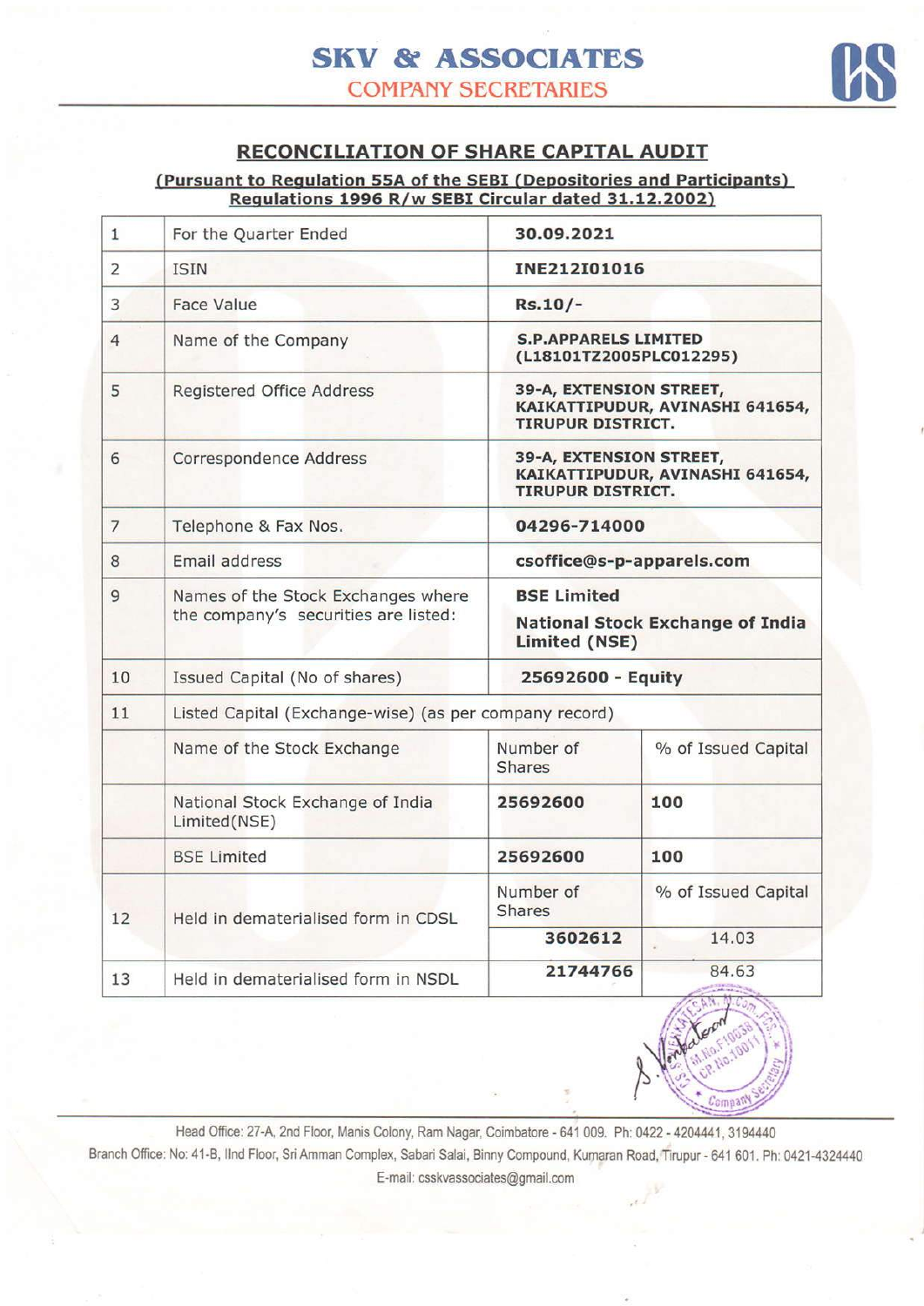# SKV & ASSOCIATES

## COMPANY SECRETARIES

## RECONCILIATION OF SHARE CAPITAL AUDIT

**(Pursuant to Regulation 55A of the SEBI (Depositories and Participants) Regulations 1996 R/w SEBI Circular dated 31.12.2002)**

| | | | |
|---|---|---|---|
| 1 | For the Quarter Ended | **30.09.2021** | |
| 2 | ISIN | **INE212I01016** | |
| 3 | Face Value | **Rs.10/-** | |
| 4 | Name of the Company | **S.P.APPARELS LIMITED (L18101TZ2005PLC012295)** | |
| 5 | Registered Office Address | **39-A, EXTENSION STREET, KAIKATTIPUDUR, AVINASHI 641654, TIRUPUR DISTRICT.** | |
| 6 | Correspondence Address | **39-A, EXTENSION STREET, KAIKATTIPUDUR, AVINASHI 641654, TIRUPUR DISTRICT.** | |
| 7 | Telephone & Fax Nos. | **04296-714000** | |
| 8 | Email address | **csoffice@s-p-apparels.com** | |
| 9 | Names of the Stock Exchanges where the company's securities are listed: | **BSE Limited**<br>**National Stock Exchange of India Limited (NSE)** | |
| 10 | Issued Capital (No of shares) | **25692600 - Equity** | |
| 11 | Listed Capital (Exchange-wise) (as per company record) | | |
| | Name of the Stock Exchange | Number of Shares | % of Issued Capital |
| | National Stock Exchange of India Limited(NSE) | **25692600** | **100** |
| | BSE Limited | **25692600** | **100** |
| 12 | Held in dematerialised form in CDSL | Number of Shares | % of Issued Capital |
| | | **3602612** | 14.03 |
| 13 | Held in dematerialised form in NSDL | **21744766** | 84.63 |

Head Office: 27-A, 2nd Floor, Manis Colony, Ram Nagar, Coimbatore - 641 009. Ph: 0422 - 4204441, 3194440
Branch Office: No: 41-B, IInd Floor, Sri Amman Complex, Sabari Salai, Binny Compound, Kumaran Road, Tirupur - 641 601. Ph: 0421-4324440
E-mail: csskvassociates@gmail.com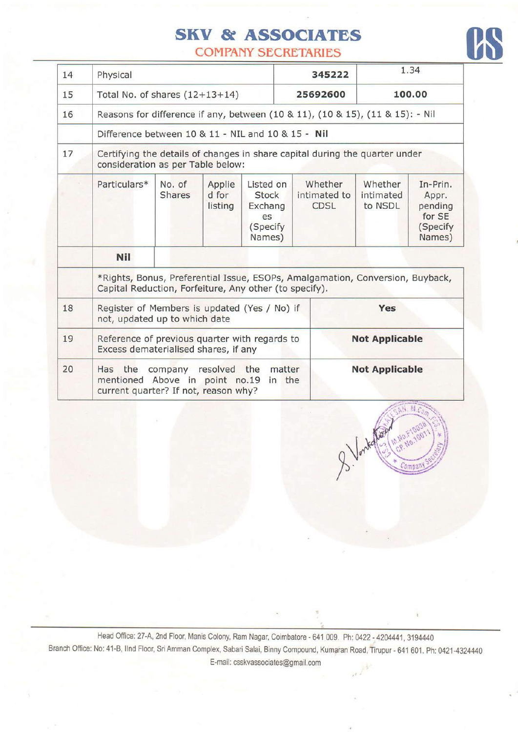# SKV & ASSOCIATES

## COMPANY SECRETARIES

| | | | |
|---|---|---|---|
| 14 | Physical | 345222 | 1.34 |
| 15 | Total No. of shares (12+13+14) | 25692600 | 100.00 |
| 16 | Reasons for difference if any, between (10 & 11), (10 & 15), (11 & 15): - Nil | | |
| | Difference between 10 & 11 - NIL and 10 & 15 - **Nil** | | |
| 17 | Certifying the details of changes in share capital during the quarter under consideration as per Table below: | | |

| Particulars* | No. of Shares | Applied for listing | Listed on Stock Exchanges (Specify Names) | Whether intimated to CDSL | Whether intimated to NSDL | In-Prin. Appr. pending for SE (Specify Names) |
|---|---|---|---|---|---|---|
| **Nil** | | | | | | |

*Rights, Bonus, Preferential Issue, ESOPs, Amalgamation, Conversion, Buyback, Capital Reduction, Forfeiture, Any other (to specify).

| | | |
|---|---|---|
| 18 | Register of Members is updated (Yes / No) if not, updated up to which date | **Yes** |
| 19 | Reference of previous quarter with regards to Excess dematerialised shares, if any | **Not Applicable** |
| 20 | Has the company resolved the matter mentioned Above in point no.19 in the current quarter? If not, reason why? | **Not Applicable** |

S. Venkatesan

Head Office: 27-A, 2nd Floor, Manis Colony, Ram Nagar, Coimbatore - 641 009. Ph: 0422 - 4204441, 3194440
Branch Office: No: 41-B, IInd Floor, Sri Amman Complex, Sabari Salai, Binny Compound, Kumaran Road, Tirupur - 641 601. Ph: 0421-4324440
E-mail: csskvassociates@gmail.com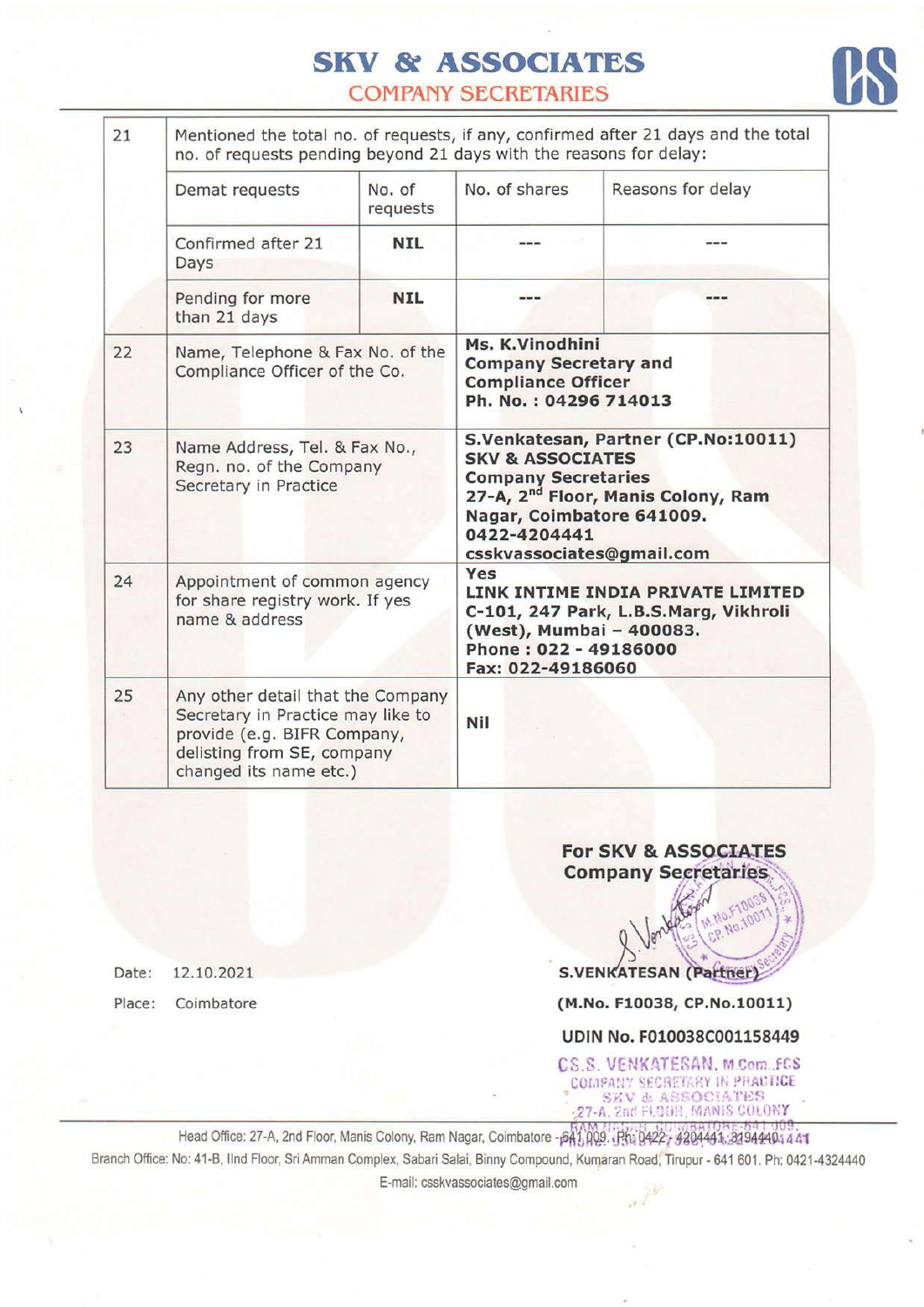| | | | | |
|---|---|---|---|---|
| 21 | Mentioned the total no. of requests, if any, confirmed after 21 days and the total no. of requests pending beyond 21 days with the reasons for delay: | | | |
| | Demat requests | No. of requests | No. of shares | Reasons for delay |
| | Confirmed after 21 Days | **NIL** | --- | --- |
| | Pending for more than 21 days | **NIL** | --- | --- |
| 22 | Name, Telephone & Fax No. of the Compliance Officer of the Co. | | **Ms. K.Vinodhini Company Secretary and Compliance Officer Ph. No. : 04296 714013** | |
| 23 | Name Address, Tel. & Fax No., Regn. no. of the Company Secretary in Practice | | **S.Venkatesan, Partner (CP.No:10011) SKV & ASSOCIATES Company Secretaries 27-A, 2nd Floor, Manis Colony, Ram Nagar, Coimbatore 641009. 0422-4204441 csskvassociates@gmail.com** | |
| 24 | Appointment of common agency for share registry work. If yes name & address | | **Yes LINK INTIME INDIA PRIVATE LIMITED C-101, 247 Park, L.B.S.Marg, Vikhroli (West), Mumbai – 400083. Phone : 022 - 49186000 Fax: 022-49186060** | |
| 25 | Any other detail that the Company Secretary in Practice may like to provide (e.g. BIFR Company, delisting from SE, company changed its name etc.) | | **Nil** | |

**For SKV & ASSOCIATES**
**Company Secretaries**

Date: 12.10.2021

Place: Coimbatore

**S.VENKATESAN (Partner)**

**(M.No. F10038, CP.No.10011)**

**UDIN No. F010038C001158449**

Head Office: 27-A, 2nd Floor, Manis Colony, Ram Nagar, Coimbatore - 641 009. Ph: 0422 - 4204441, 3194440 4441

Branch Office: No: 41-B, IInd Floor, Sri Amman Complex, Sabari Salai, Binny Compound, Kumaran Road, Tirupur - 641 601. Ph: 0421-4324440

E-mail: csskvassociates@gmail.com